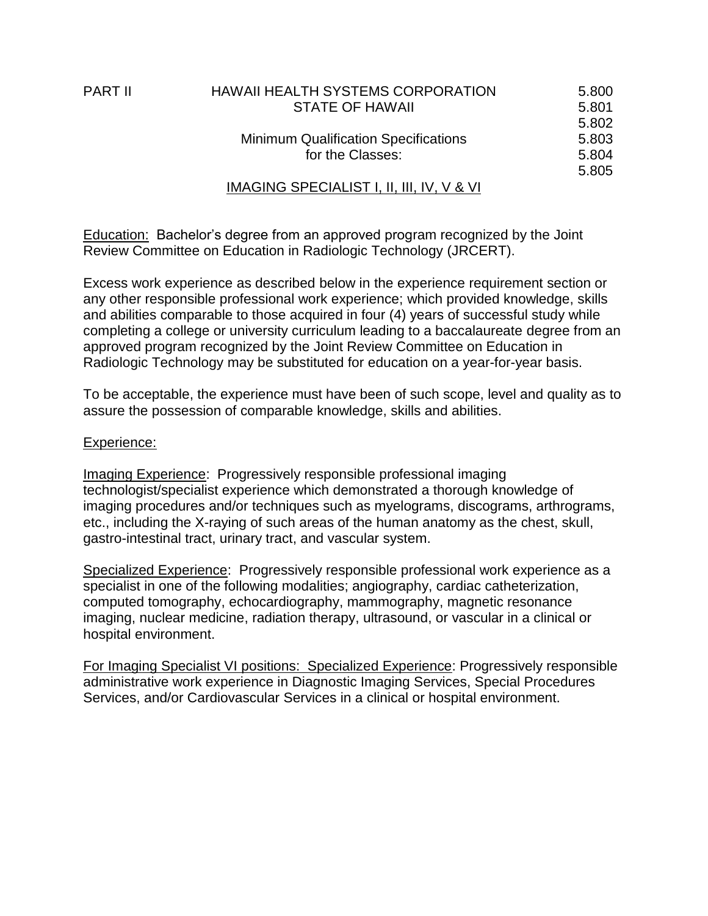PART II — HAWAII HEALTH SYSTEMS CORPORATION — 5.800

STATE OF HAWAII — 5.801

5.802

Minimum Qualification Specifications — 5.803

for the Classes: — 5.804

5.805

# IMAGING SPECIALIST I, II, III, IV, V & VI

Education: Bachelor's degree from an approved program recognized by the Joint Review Committee on Education in Radiologic Technology (JRCERT).

Excess work experience as described below in the experience requirement section or any other responsible professional work experience; which provided knowledge, skills and abilities comparable to those acquired in four (4) years of successful study while completing a college or university curriculum leading to a baccalaureate degree from an approved program recognized by the Joint Review Committee on Education in Radiologic Technology may be substituted for education on a year-for-year basis.

To be acceptable, the experience must have been of such scope, level and quality as to assure the possession of comparable knowledge, skills and abilities.

Experience:

Imaging Experience: Progressively responsible professional imaging technologist/specialist experience which demonstrated a thorough knowledge of imaging procedures and/or techniques such as myelograms, discograms, arthrograms, etc., including the X-raying of such areas of the human anatomy as the chest, skull, gastro-intestinal tract, urinary tract, and vascular system.

Specialized Experience: Progressively responsible professional work experience as a specialist in one of the following modalities; angiography, cardiac catheterization, computed tomography, echocardiography, mammography, magnetic resonance imaging, nuclear medicine, radiation therapy, ultrasound, or vascular in a clinical or hospital environment.

For Imaging Specialist VI positions: Specialized Experience: Progressively responsible administrative work experience in Diagnostic Imaging Services, Special Procedures Services, and/or Cardiovascular Services in a clinical or hospital environment.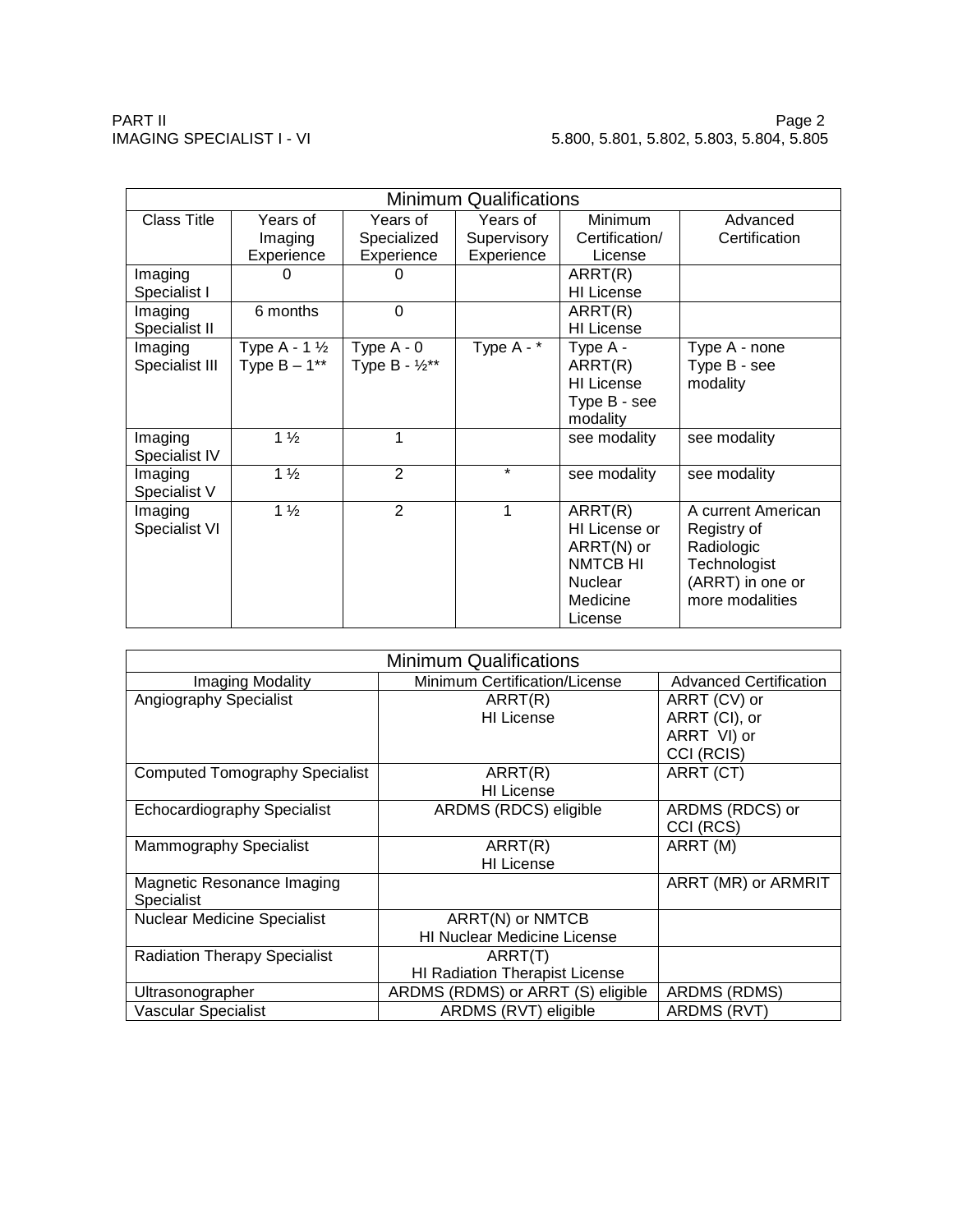| Minimum Qualifications | | | | | |
|---|---|---|---|---|---|
| Class Title | Years of Imaging Experience | Years of Specialized Experience | Years of Supervisory Experience | Minimum Certification/ License | Advanced Certification |
| Imaging Specialist I | 0 | 0 | | ARRT(R) HI License | |
| Imaging Specialist II | 6 months | 0 | | ARRT(R) HI License | |
| Imaging Specialist III | Type A - 1 ½ Type B – 1** | Type A - 0 Type B - ½** | Type A - * | Type A - ARRT(R) HI License Type B - see modality | Type A - none Type B - see modality |
| Imaging Specialist IV | 1 ½ | 1 | | see modality | see modality |
| Imaging Specialist V | 1 ½ | 2 | * | see modality | see modality |
| Imaging Specialist VI | 1 ½ | 2 | 1 | ARRT(R) HI License or ARRT(N) or NMTCB HI Nuclear Medicine License | A current American Registry of Radiologic Technologist (ARRT) in one or more modalities |

| Minimum Qualifications | | |
|---|---|---|
| Imaging Modality | Minimum Certification/License | Advanced Certification |
| Angiography Specialist | ARRT(R) HI License | ARRT (CV) or ARRT (CI), or ARRT VI) or CCI (RCIS) |
| Computed Tomography Specialist | ARRT(R) HI License | ARRT (CT) |
| Echocardiography Specialist | ARDMS (RDCS) eligible | ARDMS (RDCS) or CCI (RCS) |
| Mammography Specialist | ARRT(R) HI License | ARRT (M) |
| Magnetic Resonance Imaging Specialist | | ARRT (MR) or ARMRIT |
| Nuclear Medicine Specialist | ARRT(N) or NMTCB HI Nuclear Medicine License | |
| Radiation Therapy Specialist | ARRT(T) HI Radiation Therapist License | |
| Ultrasonographer | ARDMS (RDMS) or ARRT (S) eligible | ARDMS (RDMS) |
| Vascular Specialist | ARDMS (RVT) eligible | ARDMS (RVT) |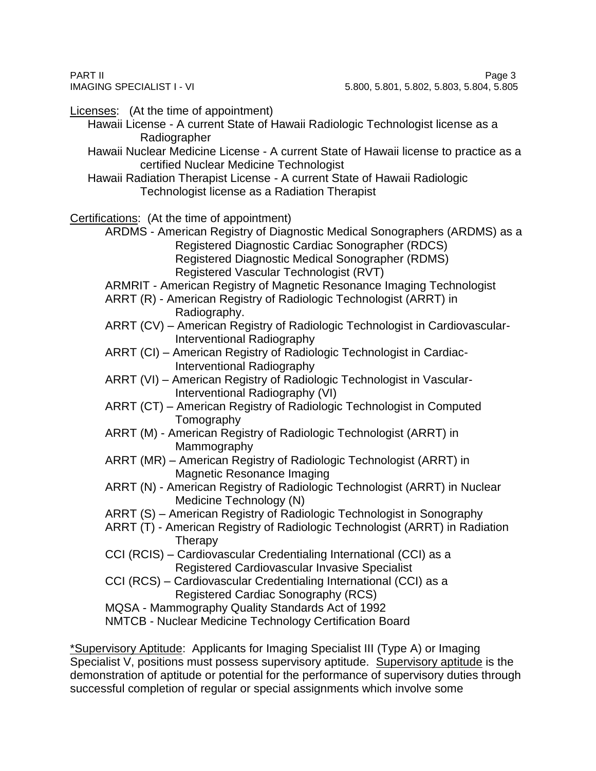Licenses: (At the time of appointment)

- Hawaii License - A current State of Hawaii Radiologic Technologist license as a Radiographer
- Hawaii Nuclear Medicine License - A current State of Hawaii license to practice as a certified Nuclear Medicine Technologist
- Hawaii Radiation Therapist License - A current State of Hawaii Radiologic Technologist license as a Radiation Therapist

Certifications: (At the time of appointment)

- ARDMS - American Registry of Diagnostic Medical Sonographers (ARDMS) as a
  - Registered Diagnostic Cardiac Sonographer (RDCS)
  - Registered Diagnostic Medical Sonographer (RDMS)
  - Registered Vascular Technologist (RVT)
- ARMRIT - American Registry of Magnetic Resonance Imaging Technologist
- ARRT (R) - American Registry of Radiologic Technologist (ARRT) in Radiography.
- ARRT (CV) – American Registry of Radiologic Technologist in Cardiovascular-Interventional Radiography
- ARRT (CI) – American Registry of Radiologic Technologist in Cardiac-Interventional Radiography
- ARRT (VI) – American Registry of Radiologic Technologist in Vascular-Interventional Radiography (VI)
- ARRT (CT) – American Registry of Radiologic Technologist in Computed Tomography
- ARRT (M) - American Registry of Radiologic Technologist (ARRT) in Mammography
- ARRT (MR) – American Registry of Radiologic Technologist (ARRT) in Magnetic Resonance Imaging
- ARRT (N) - American Registry of Radiologic Technologist (ARRT) in Nuclear Medicine Technology (N)
- ARRT (S) – American Registry of Radiologic Technologist in Sonography
- ARRT (T) - American Registry of Radiologic Technologist (ARRT) in Radiation Therapy
- CCI (RCIS) – Cardiovascular Credentialing International (CCI) as a Registered Cardiovascular Invasive Specialist
- CCI (RCS) – Cardiovascular Credentialing International (CCI) as a Registered Cardiac Sonography (RCS)
- MQSA - Mammography Quality Standards Act of 1992
- NMTCB - Nuclear Medicine Technology Certification Board

*Supervisory Aptitude: Applicants for Imaging Specialist III (Type A) or Imaging Specialist V, positions must possess supervisory aptitude. Supervisory aptitude is the demonstration of aptitude or potential for the performance of supervisory duties through successful completion of regular or special assignments which involve some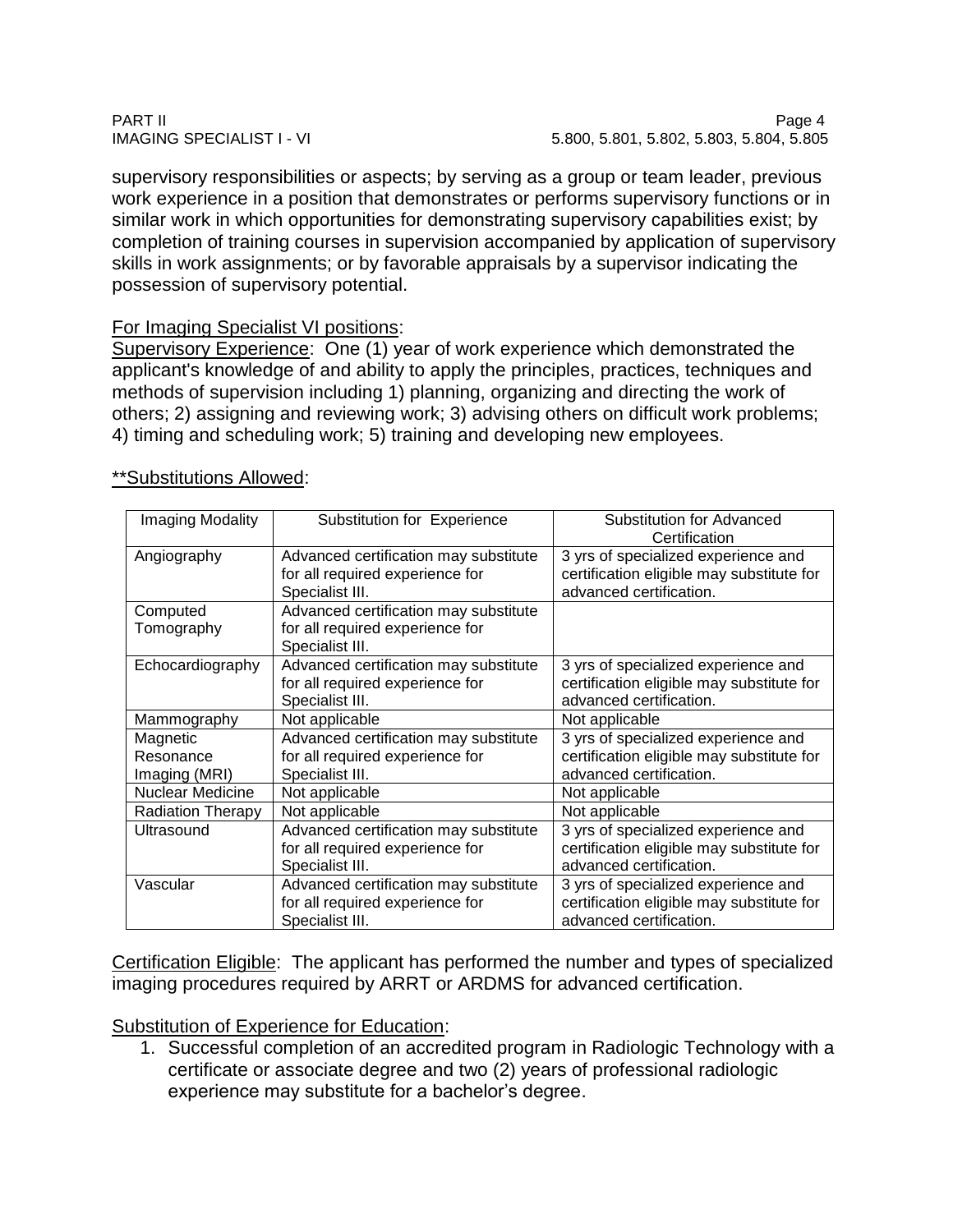supervisory responsibilities or aspects; by serving as a group or team leader, previous work experience in a position that demonstrates or performs supervisory functions or in similar work in which opportunities for demonstrating supervisory capabilities exist; by completion of training courses in supervision accompanied by application of supervisory skills in work assignments; or by favorable appraisals by a supervisor indicating the possession of supervisory potential.

For Imaging Specialist VI positions:

Supervisory Experience: One (1) year of work experience which demonstrated the applicant's knowledge of and ability to apply the principles, practices, techniques and methods of supervision including 1) planning, organizing and directing the work of others; 2) assigning and reviewing work; 3) advising others on difficult work problems; 4) timing and scheduling work; 5) training and developing new employees.

**Substitutions Allowed:

| Imaging Modality | Substitution for Experience | Substitution for Advanced Certification |
|---|---|---|
| Angiography | Advanced certification may substitute for all required experience for Specialist III. | 3 yrs of specialized experience and certification eligible may substitute for advanced certification. |
| Computed Tomography | Advanced certification may substitute for all required experience for Specialist III. | |
| Echocardiography | Advanced certification may substitute for all required experience for Specialist III. | 3 yrs of specialized experience and certification eligible may substitute for advanced certification. |
| Mammography | Not applicable | Not applicable |
| Magnetic Resonance Imaging (MRI) | Advanced certification may substitute for all required experience for Specialist III. | 3 yrs of specialized experience and certification eligible may substitute for advanced certification. |
| Nuclear Medicine | Not applicable | Not applicable |
| Radiation Therapy | Not applicable | Not applicable |
| Ultrasound | Advanced certification may substitute for all required experience for Specialist III. | 3 yrs of specialized experience and certification eligible may substitute for advanced certification. |
| Vascular | Advanced certification may substitute for all required experience for Specialist III. | 3 yrs of specialized experience and certification eligible may substitute for advanced certification. |

Certification Eligible: The applicant has performed the number and types of specialized imaging procedures required by ARRT or ARDMS for advanced certification.

Substitution of Experience for Education:

1. Successful completion of an accredited program in Radiologic Technology with a certificate or associate degree and two (2) years of professional radiologic experience may substitute for a bachelor's degree.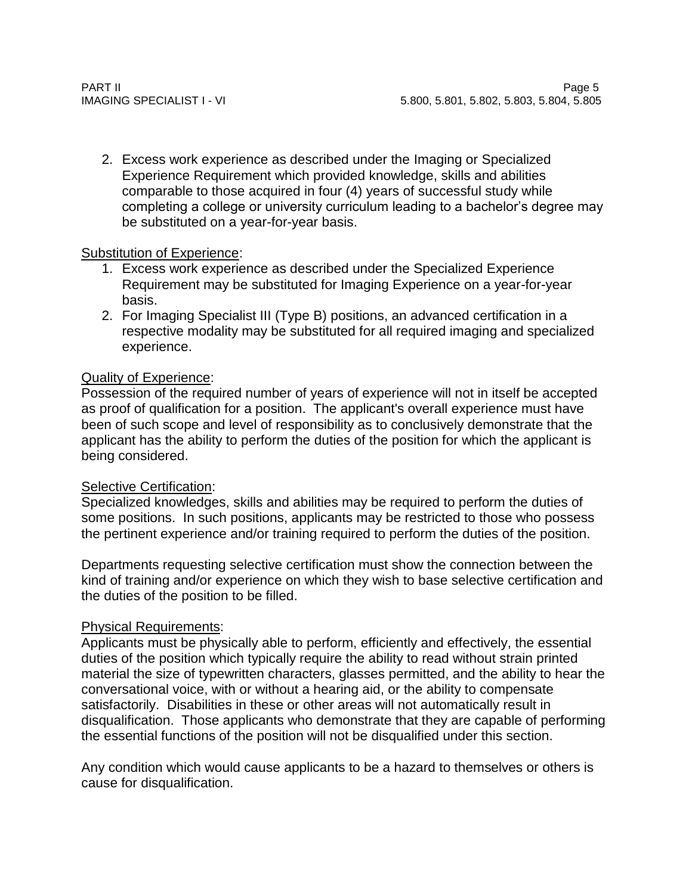2. Excess work experience as described under the Imaging or Specialized Experience Requirement which provided knowledge, skills and abilities comparable to those acquired in four (4) years of successful study while completing a college or university curriculum leading to a bachelor's degree may be substituted on a year-for-year basis.

<u>Substitution of Experience</u>:

1. Excess work experience as described under the Specialized Experience Requirement may be substituted for Imaging Experience on a year-for-year basis.
2. For Imaging Specialist III (Type B) positions, an advanced certification in a respective modality may be substituted for all required imaging and specialized experience.

<u>Quality of Experience</u>:

Possession of the required number of years of experience will not in itself be accepted as proof of qualification for a position. The applicant's overall experience must have been of such scope and level of responsibility as to conclusively demonstrate that the applicant has the ability to perform the duties of the position for which the applicant is being considered.

<u>Selective Certification</u>:

Specialized knowledges, skills and abilities may be required to perform the duties of some positions. In such positions, applicants may be restricted to those who possess the pertinent experience and/or training required to perform the duties of the position.

Departments requesting selective certification must show the connection between the kind of training and/or experience on which they wish to base selective certification and the duties of the position to be filled.

<u>Physical Requirements</u>:

Applicants must be physically able to perform, efficiently and effectively, the essential duties of the position which typically require the ability to read without strain printed material the size of typewritten characters, glasses permitted, and the ability to hear the conversational voice, with or without a hearing aid, or the ability to compensate satisfactorily. Disabilities in these or other areas will not automatically result in disqualification. Those applicants who demonstrate that they are capable of performing the essential functions of the position will not be disqualified under this section.

Any condition which would cause applicants to be a hazard to themselves or others is cause for disqualification.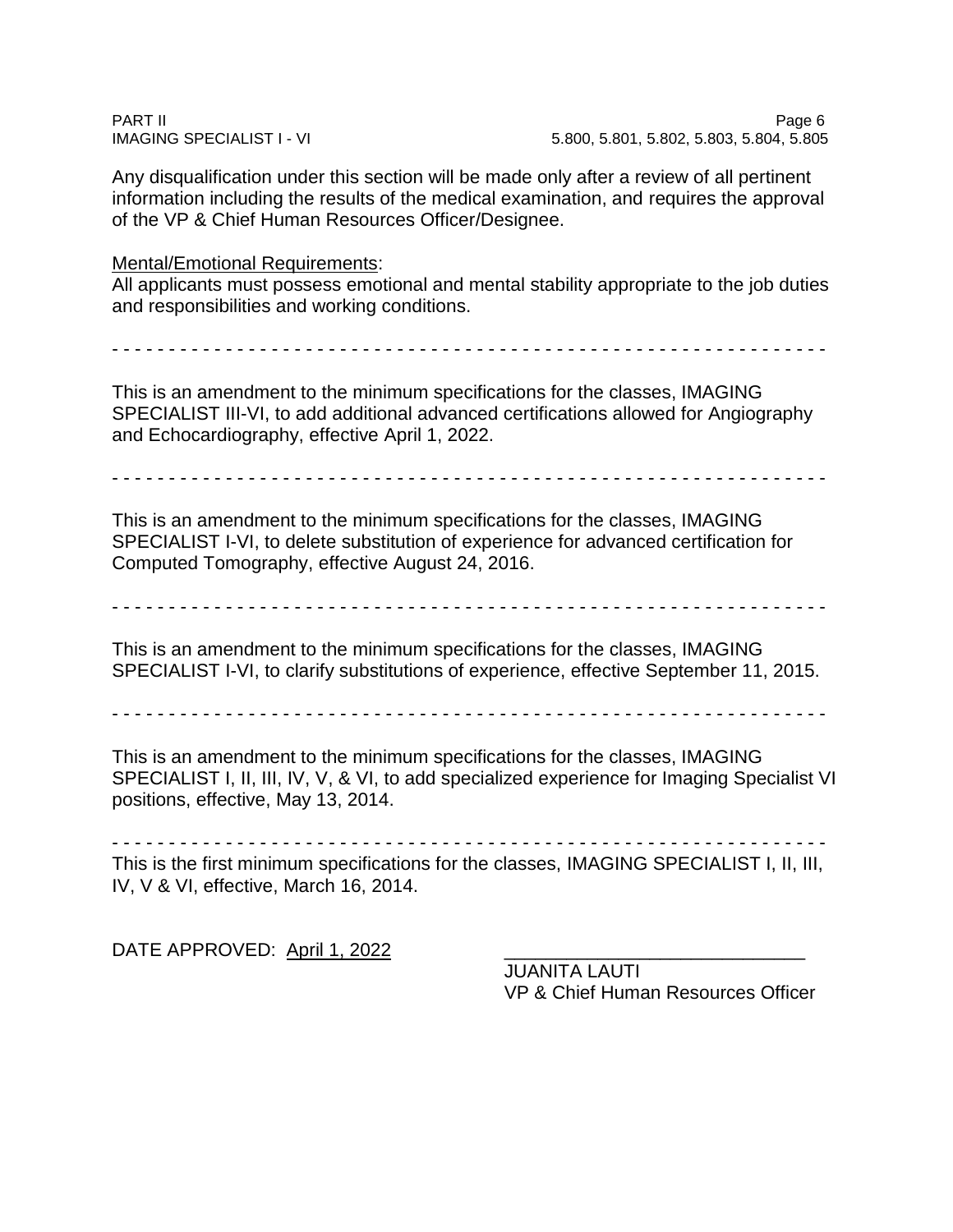Any disqualification under this section will be made only after a review of all pertinent information including the results of the medical examination, and requires the approval of the VP & Chief Human Resources Officer/Designee.

Mental/Emotional Requirements:
All applicants must possess emotional and mental stability appropriate to the job duties and responsibilities and working conditions.

- - - - - - - - - - - - - - - - - - - - - - - - - - - - - - - - - - - - - - - - - - - - - - - - - - - - - - - - - - - - - -

This is an amendment to the minimum specifications for the classes, IMAGING SPECIALIST III-VI, to add additional advanced certifications allowed for Angiography and Echocardiography, effective April 1, 2022.

- - - - - - - - - - - - - - - - - - - - - - - - - - - - - - - - - - - - - - - - - - - - - - - - - - - - - - - - - - - - - -

This is an amendment to the minimum specifications for the classes, IMAGING SPECIALIST I-VI, to delete substitution of experience for advanced certification for Computed Tomography, effective August 24, 2016.

- - - - - - - - - - - - - - - - - - - - - - - - - - - - - - - - - - - - - - - - - - - - - - - - - - - - - - - - - - - - - -

This is an amendment to the minimum specifications for the classes, IMAGING SPECIALIST I-VI, to clarify substitutions of experience, effective September 11, 2015.

- - - - - - - - - - - - - - - - - - - - - - - - - - - - - - - - - - - - - - - - - - - - - - - - - - - - - - - - - - - - - -

This is an amendment to the minimum specifications for the classes, IMAGING SPECIALIST I, II, III, IV, V, & VI, to add specialized experience for Imaging Specialist VI positions, effective, May 13, 2014.

- - - - - - - - - - - - - - - - - - - - - - - - - - - - - - - - - - - - - - - - - - - - - - - - - - - - - - - - - - - - - -

This is the first minimum specifications for the classes, IMAGING SPECIALIST I, II, III, IV, V & VI, effective, March 16, 2014.

DATE APPROVED: April 1, 2022

_____________________________
JUANITA LAUTI
VP & Chief Human Resources Officer